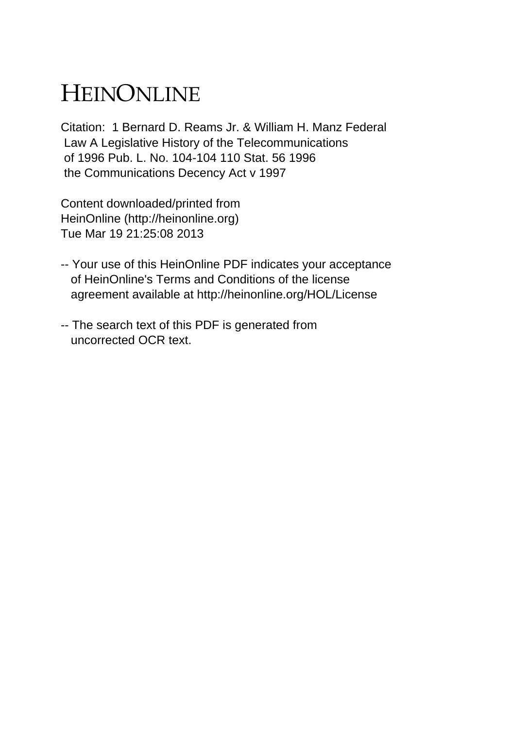# HEINONLINE

Citation: 1 Bernard D. Reams Jr. & William H. Manz Federal Law A Legislative History of the Telecommunications of 1996 Pub. L. No. 104-104 110 Stat. 56 1996 the Communications Decency Act v 1997

Content downloaded/printed from HeinOnline (http://heinonline.org)
Tue Mar 19 21:25:08 2013

-- Your use of this HeinOnline PDF indicates your acceptance of HeinOnline's Terms and Conditions of the license agreement available at http://heinonline.org/HOL/License

-- The search text of this PDF is generated from uncorrected OCR text.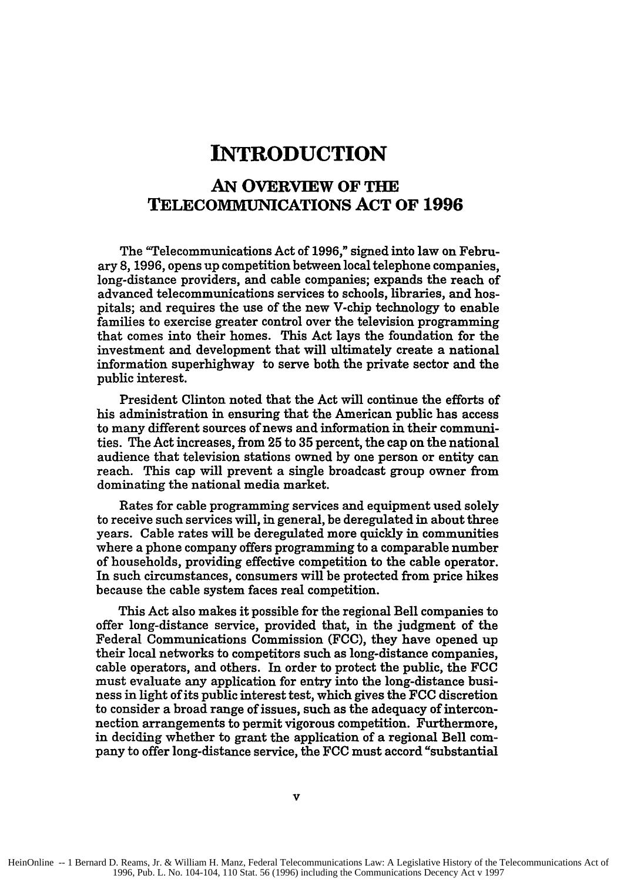# INTRODUCTION

## AN OVERVIEW OF THE TELECOMMUNICATIONS ACT OF 1996

The "Telecommunications Act of 1996," signed into law on February 8, 1996, opens up competition between local telephone companies, long-distance providers, and cable companies; expands the reach of advanced telecommunications services to schools, libraries, and hospitals; and requires the use of the new V-chip technology to enable families to exercise greater control over the television programming that comes into their homes. This Act lays the foundation for the investment and development that will ultimately create a national information superhighway to serve both the private sector and the public interest.

President Clinton noted that the Act will continue the efforts of his administration in ensuring that the American public has access to many different sources of news and information in their communities. The Act increases, from 25 to 35 percent, the cap on the national audience that television stations owned by one person or entity can reach. This cap will prevent a single broadcast group owner from dominating the national media market.

Rates for cable programming services and equipment used solely to receive such services will, in general, be deregulated in about three years. Cable rates will be deregulated more quickly in communities where a phone company offers programming to a comparable number of households, providing effective competition to the cable operator. In such circumstances, consumers will be protected from price hikes because the cable system faces real competition.

This Act also makes it possible for the regional Bell companies to offer long-distance service, provided that, in the judgment of the Federal Communications Commission (FCC), they have opened up their local networks to competitors such as long-distance companies, cable operators, and others. In order to protect the public, the FCC must evaluate any application for entry into the long-distance business in light of its public interest test, which gives the FCC discretion to consider a broad range of issues, such as the adequacy of interconnection arrangements to permit vigorous competition. Furthermore, in deciding whether to grant the application of a regional Bell company to offer long-distance service, the FCC must accord "substantial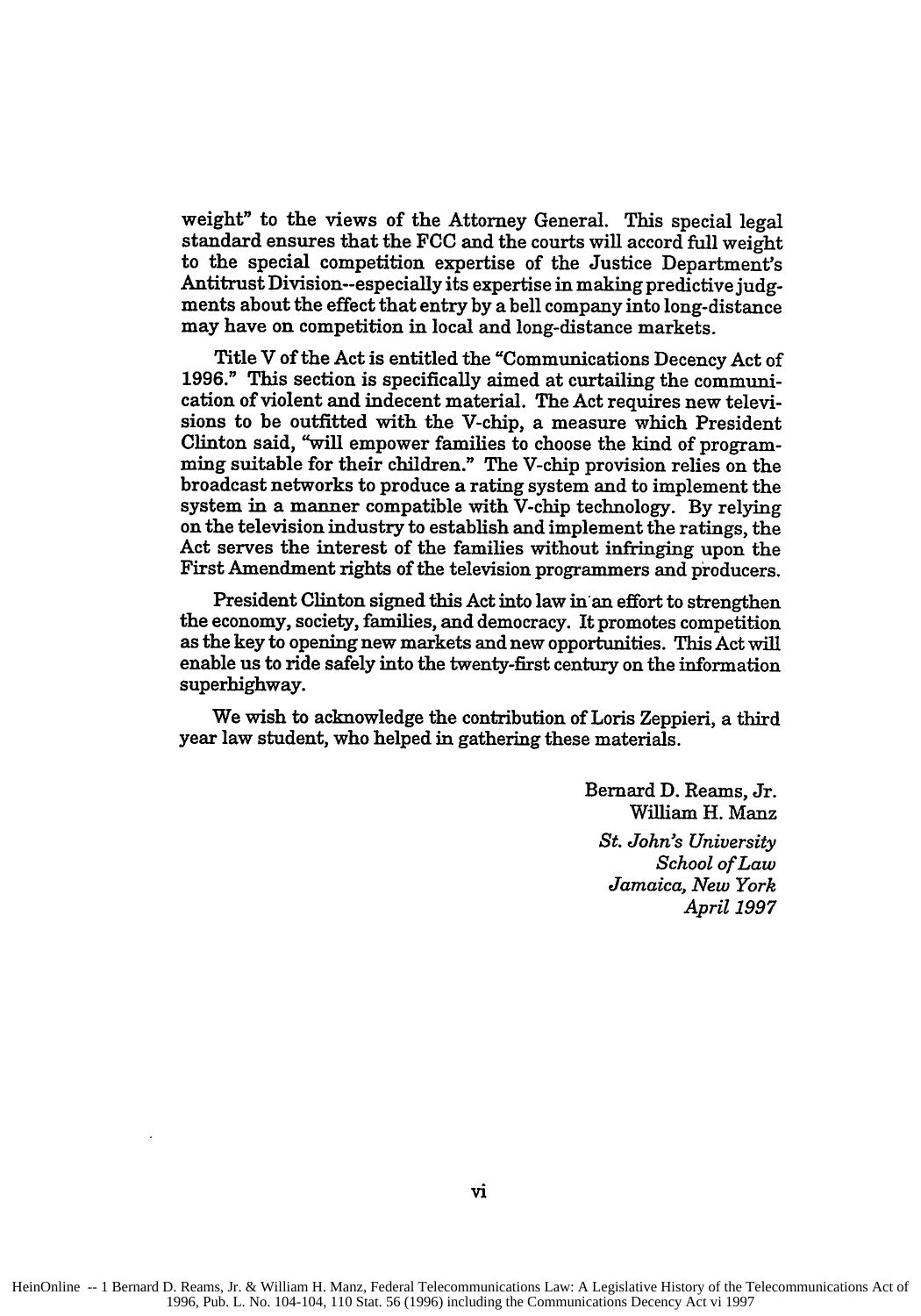weight" to the views of the Attorney General. This special legal standard ensures that the FCC and the courts will accord full weight to the special competition expertise of the Justice Department's Antitrust Division--especially its expertise in making predictive judgments about the effect that entry by a bell company into long-distance may have on competition in local and long-distance markets.

Title V of the Act is entitled the "Communications Decency Act of 1996." This section is specifically aimed at curtailing the communication of violent and indecent material. The Act requires new televisions to be outfitted with the V-chip, a measure which President Clinton said, "will empower families to choose the kind of programming suitable for their children." The V-chip provision relies on the broadcast networks to produce a rating system and to implement the system in a manner compatible with V-chip technology. By relying on the television industry to establish and implement the ratings, the Act serves the interest of the families without infringing upon the First Amendment rights of the television programmers and producers.

President Clinton signed this Act into law in an effort to strengthen the economy, society, families, and democracy. It promotes competition as the key to opening new markets and new opportunities. This Act will enable us to ride safely into the twenty-first century on the information superhighway.

We wish to acknowledge the contribution of Loris Zeppieri, a third year law student, who helped in gathering these materials.

Bernard D. Reams, Jr.
William H. Manz
*St. John's University*
*School of Law*
*Jamaica, New York*
*April 1997*